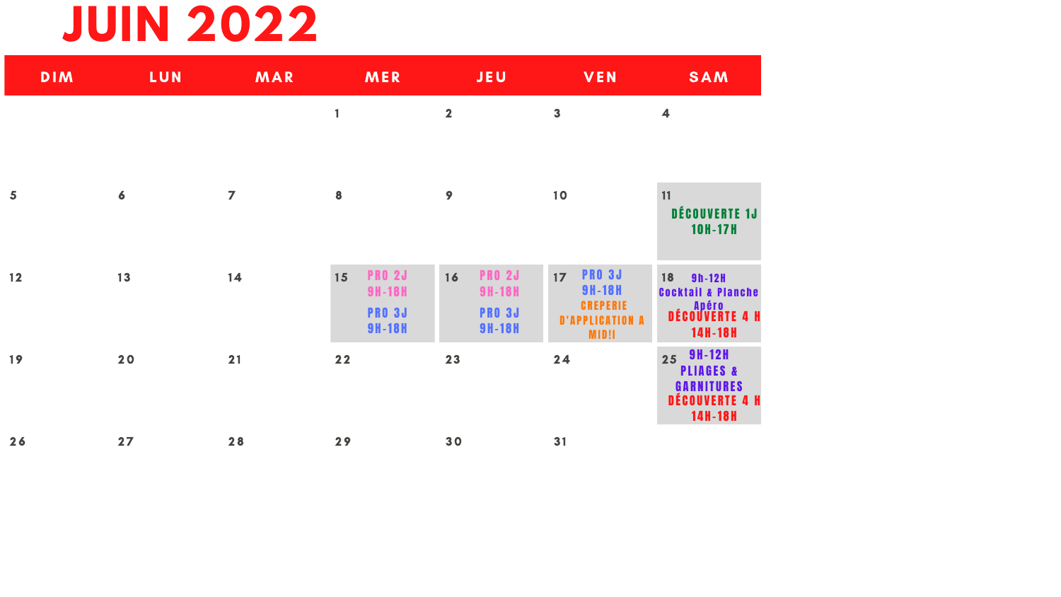# JUIN 2022

| DIM | LUN | MAR | MER | JEU | VEN | SAM |
|---|---|---|---|---|---|---|
| | | | 1 | 2 | 3 | 4 |
| 5 | 6 | 7 | 8 | 9 | 10 | 11 DÉCOUVERTE 1J 10H-17H |
| 12 | 13 | 14 | 15 PRO 2J 9H-18H PRO 3J 9H-18H | 16 PRO 2J 9H-18H PRO 3J 9H-18H | 17 PRO 3J 9H-18H CREPERIE D'APPLICATION A MID!I | 18 9h-12H Cocktail & Planche Apéro DÉCOUVERTE 4 H 14H-18H |
| 19 | 20 | 21 | 22 | 23 | 24 | 25 9H-12H PLIAGES & GARNITURES DÉCOUVERTE 4 H 14H-18H |
| 26 | 27 | 28 | 29 | 30 | 31 | |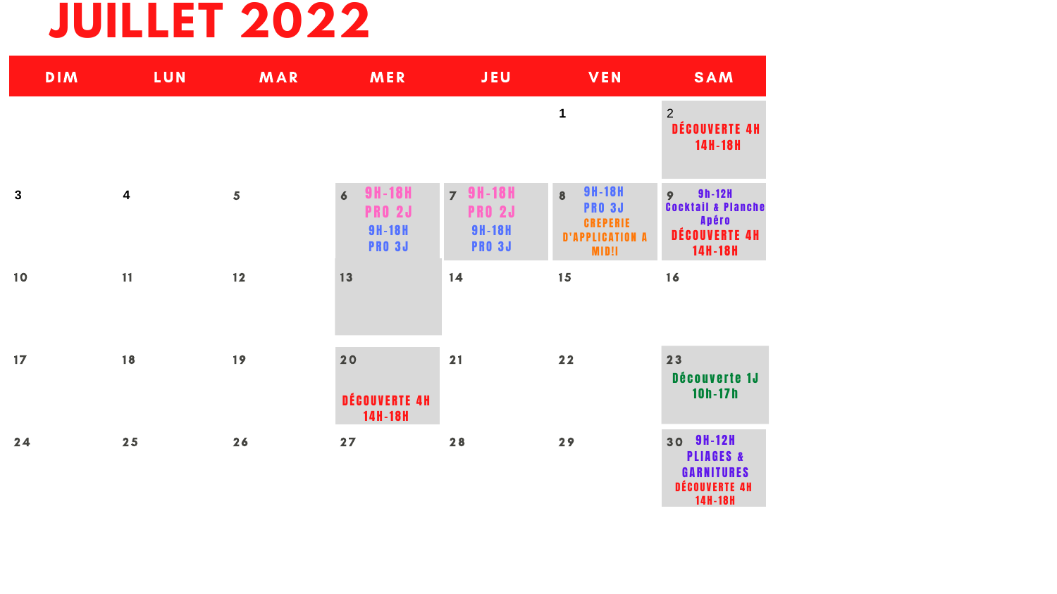# JUILLET 2022

| DIM | LUN | MAR | MER | JEU | VEN | SAM |
|---|---|---|---|---|---|---|
| | | | | | 1 | 2 DÉCOUVERTE 4H 14H-18H |
| 3 | 4 | 5 | 6 9H-18H PRO 2J 9H-18H PRO 3J | 7 9H-18H PRO 2J 9H-18H PRO 3J | 8 9H-18H PRO 3J CREPERIE D'APPLICATION A MIDI! | 9 9h-12H Cocktail & Planche Apéro DÉCOUVERTE 4H 14H-18H |
| 10 | 11 | 12 | 13 | 14 | 15 | 16 |
| 17 | 18 | 19 | 20 DÉCOUVERTE 4H 14H-18H | 21 | 22 | 23 Découverte 1J 10h-17h |
| 24 | 25 | 26 | 27 | 28 | 29 | 30 9H-12H PLIAGES & GARNITURES DÉCOUVERTE 4H 14H-18H |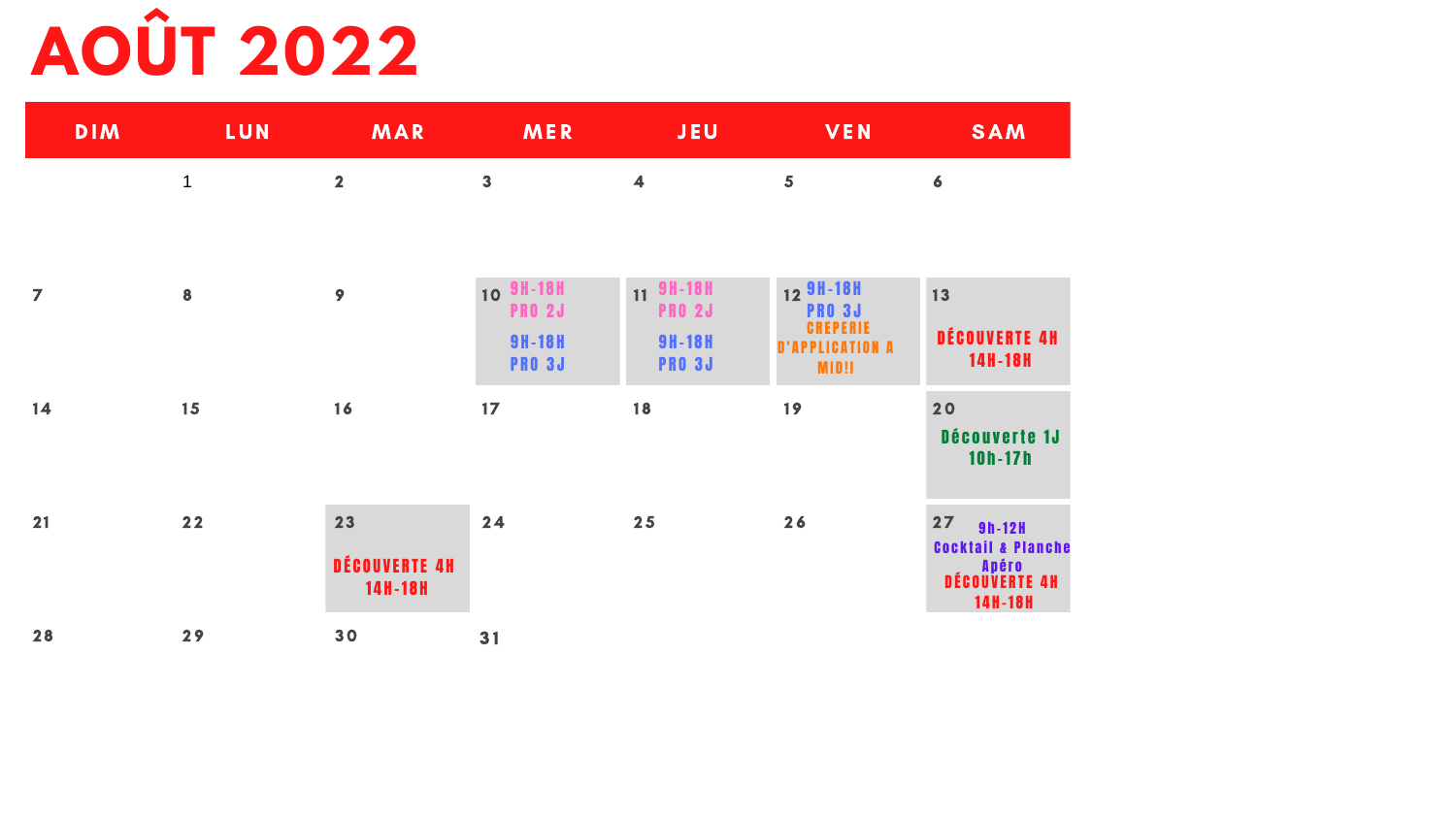# AOÛT 2022

| DIM | LUN | MAR | MER | JEU | VEN | SAM |
| --- | --- | --- | --- | --- | --- | --- |
| | 1 | 2 | 3 | 4 | 5 | 6 |
| 7 | 8 | 9 | 10 9H-18H PRO 2J 9H-18H PRO 3J | 11 9H-18H PRO 2J 9H-18H PRO 3J | 12 9H-18H PRO 3J CREPERIE D'APPLICATION A MIDI! | 13 DÉCOUVERTE 4H 14H-18H |
| 14 | 15 | 16 | 17 | 18 | 19 | 20 Découverte 1J 10h-17h |
| 21 | 22 | 23 DÉCOUVERTE 4H 14H-18H | 24 | 25 | 26 | 27 9h-12H Cocktail & Planche Apéro DÉCOUVERTE 4H 14H-18H |
| 28 | 29 | 30 | 31 | | | |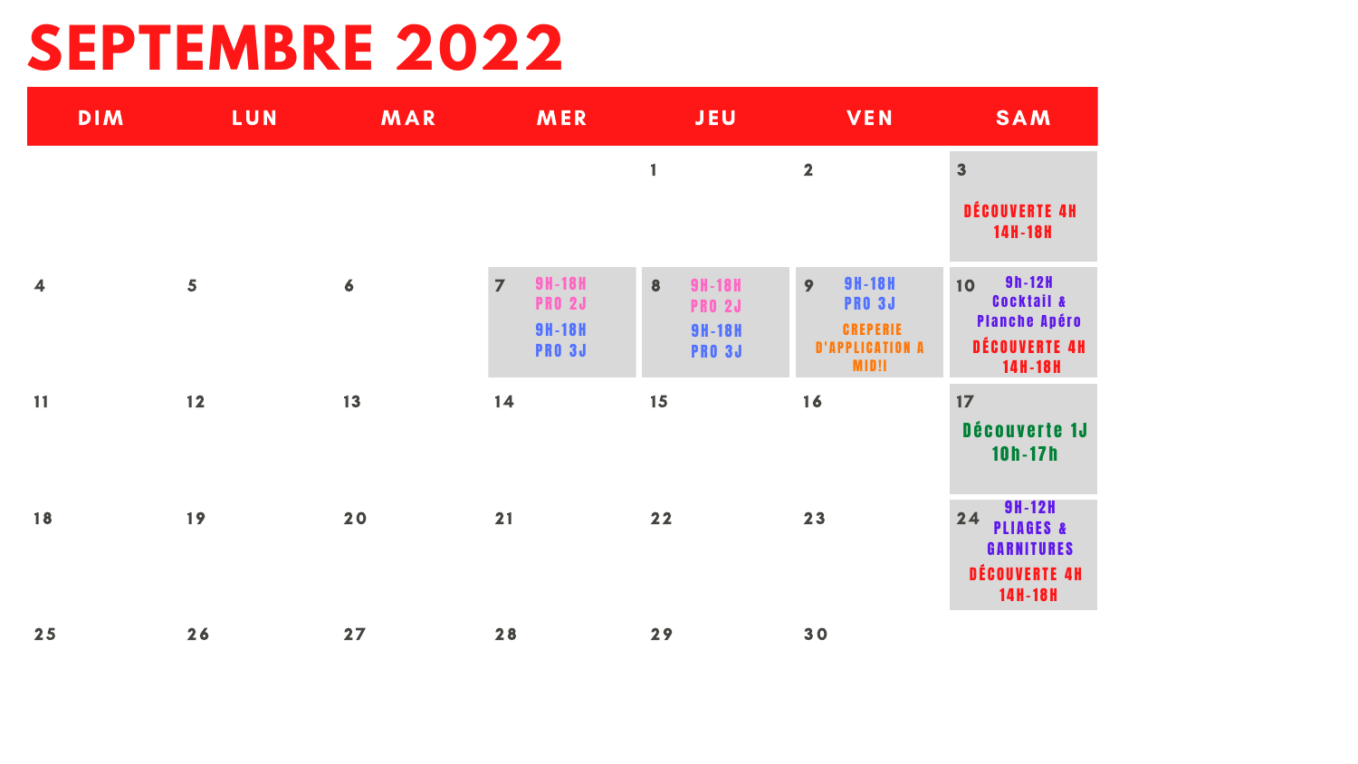# SEPTEMBRE 2022

| DIM | LUN | MAR | MER | JEU | VEN | SAM |
|---|---|---|---|---|---|---|
| | | | | 1 | 2 | 3 DÉCOUVERTE 4H 14H-18H |
| 4 | 5 | 6 | 7 9H-18H PRO 2J 9H-18H PRO 3J | 8 9H-18H PRO 2J 9H-18H PRO 3J | 9 9H-18H PRO 3J CREPERIE D'APPLICATION A MIDI! | 10 9h-12H Cocktail & Planche Apéro DÉCOUVERTE 4H 14H-18H |
| 11 | 12 | 13 | 14 | 15 | 16 | 17 Découverte 1J 10h-17h |
| 18 | 19 | 20 | 21 | 22 | 23 | 24 9H-12H PLIAGES & GARNITURES DÉCOUVERTE 4H 14H-18H |
| 25 | 26 | 27 | 28 | 29 | 30 | |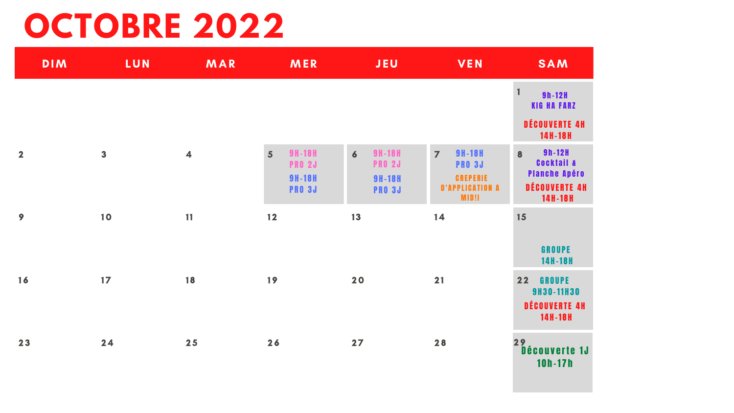# OCTOBRE 2022

| DIM | LUN | MAR | MER | JEU | VEN | SAM |
|---|---|---|---|---|---|---|
| | | | | | | 1 9h-12H KIG HA FARZ DÉCOUVERTE 4H 14H-18H |
| 2 | 3 | 4 | 5 9H-18H PRO 2J 9H-18H PRO 3J | 6 9H-18H PRO 2J 9H-18H PRO 3J | 7 9H-18H PRO 3J CREPERIE D'APPLICATION A MID!I | 8 9h-12H Cocktail & Planche Apéro DÉCOUVERTE 4H 14H-18H |
| 9 | 10 | 11 | 12 | 13 | 14 | 15 GROUPE 14H-18H |
| 16 | 17 | 18 | 19 | 20 | 21 | 22 GROUPE 9H30-11H30 DÉCOUVERTE 4H 14H-18H |
| 23 | 24 | 25 | 26 | 27 | 28 | 29 Découverte 1J 10h-17h |